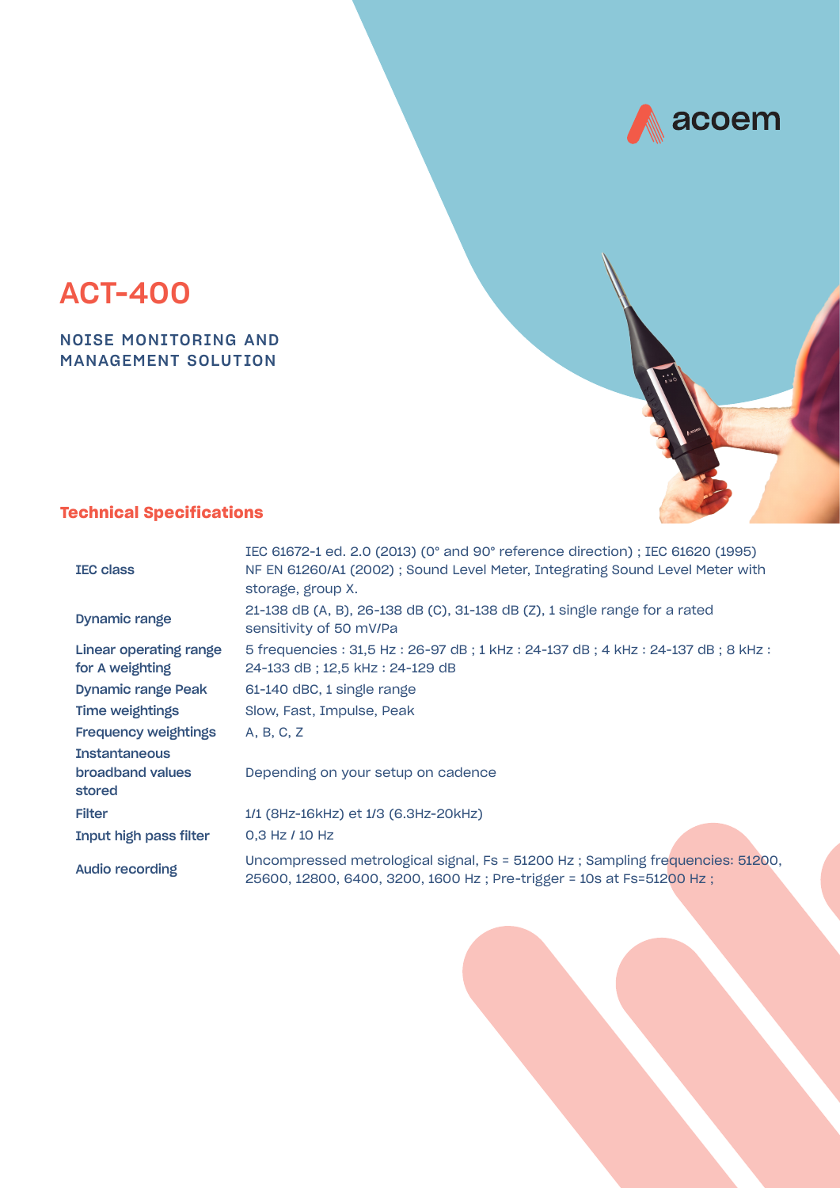acoem

# ACT-400

## NOISE MONITORING AND MANAGEMENT SOLUTION

### Technical Specifications

| | |
|---|---|
| **IEC class** | IEC 61672-1 ed. 2.0 (2013) (0° and 90° reference direction) ; IEC 61620 (1995) NF EN 61260/A1 (2002) ; Sound Level Meter, Integrating Sound Level Meter with storage, group X. |
| **Dynamic range** | 21-138 dB (A, B), 26-138 dB (C), 31-138 dB (Z), 1 single range for a rated sensitivity of 50 mV/Pa |
| **Linear operating range for A weighting** | 5 frequencies : 31,5 Hz : 26-97 dB ; 1 kHz : 24-137 dB ; 4 kHz : 24-137 dB ; 8 kHz : 24-133 dB ; 12,5 kHz : 24-129 dB |
| **Dynamic range Peak** | 61-140 dBC, 1 single range |
| **Time weightings** | Slow, Fast, Impulse, Peak |
| **Frequency weightings** | A, B, C, Z |
| **Instantaneous broadband values stored** | Depending on your setup on cadence |
| **Filter** | 1/1 (8Hz-16kHz) et 1/3 (6.3Hz-20kHz) |
| **Input high pass filter** | 0,3 Hz / 10 Hz |
| **Audio recording** | Uncompressed metrological signal, Fs = 51200 Hz ; Sampling frequencies: 51200, 25600, 12800, 6400, 3200, 1600 Hz ; Pre-trigger = 10s at Fs=51200 Hz ; |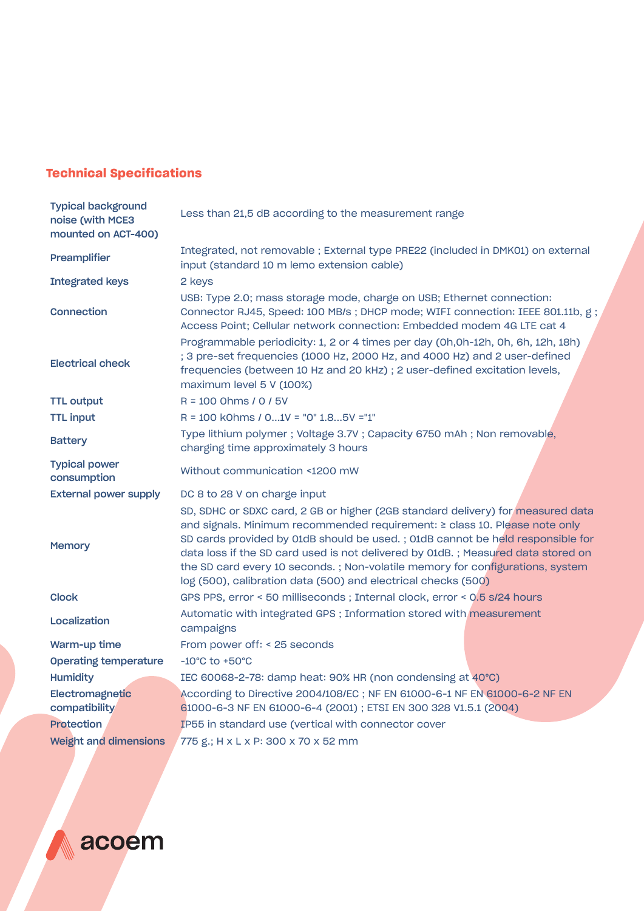## Technical Specifications

| | |
|---|---|
| **Typical background noise (with MCE3 mounted on ACT-400)** | Less than 21,5 dB according to the measurement range |
| **Preamplifier** | Integrated, not removable ; External type PRE22 (included in DMK01) on external input (standard 10 m lemo extension cable) |
| **Integrated keys** | 2 keys |
| **Connection** | USB: Type 2.0; mass storage mode, charge on USB; Ethernet connection: Connector RJ45, Speed: 100 MB/s ; DHCP mode; WIFI connection: IEEE 801.11b, g ; Access Point; Cellular network connection: Embedded modem 4G LTE cat 4 |
| **Electrical check** | Programmable periodicity: 1, 2 or 4 times per day (0h,0h-12h, 0h, 6h, 12h, 18h) ; 3 pre-set frequencies (1000 Hz, 2000 Hz, and 4000 Hz) and 2 user-defined frequencies (between 10 Hz and 20 kHz) ; 2 user-defined excitation levels, maximum level 5 V (100%) |
| **TTL output** | R = 100 Ohms / 0 / 5V |
| **TTL input** | R = 100 kOhms / 0...1V = "0" 1.8...5V ="1" |
| **Battery** | Type lithium polymer ; Voltage 3.7V ; Capacity 6750 mAh ; Non removable, charging time approximately 3 hours |
| **Typical power consumption** | Without communication <1200 mW |
| **External power supply** | DC 8 to 28 V on charge input |
| **Memory** | SD, SDHC or SDXC card, 2 GB or higher (2GB standard delivery) for measured data and signals. Minimum recommended requirement: ≥ class 10. Please note only SD cards provided by 01dB should be used. ; 01dB cannot be held responsible for data loss if the SD card used is not delivered by 01dB. ; Measured data stored on the SD card every 10 seconds. ; Non-volatile memory for configurations, system log (500), calibration data (500) and electrical checks (500) |
| **Clock** | GPS PPS, error < 50 milliseconds ; Internal clock, error < 0.5 s/24 hours |
| **Localization** | Automatic with integrated GPS ; Information stored with measurement campaigns |
| **Warm-up time** | From power off: < 25 seconds |
| **Operating temperature** | -10°C to +50°C |
| **Humidity** | IEC 60068-2-78: damp heat: 90% HR (non condensing at 40°C) |
| **Electromagnetic compatibility** | According to Directive 2004/108/EC ; NF EN 61000-6-1 NF EN 61000-6-2 NF EN 61000-6-3 NF EN 61000-6-4 (2001) ; ETSI EN 300 328 V1.5.1 (2004) |
| **Protection** | IP55 in standard use (vertical with connector cover |
| **Weight and dimensions** | 775 g.; H x L x P: 300 x 70 x 52 mm |

acoem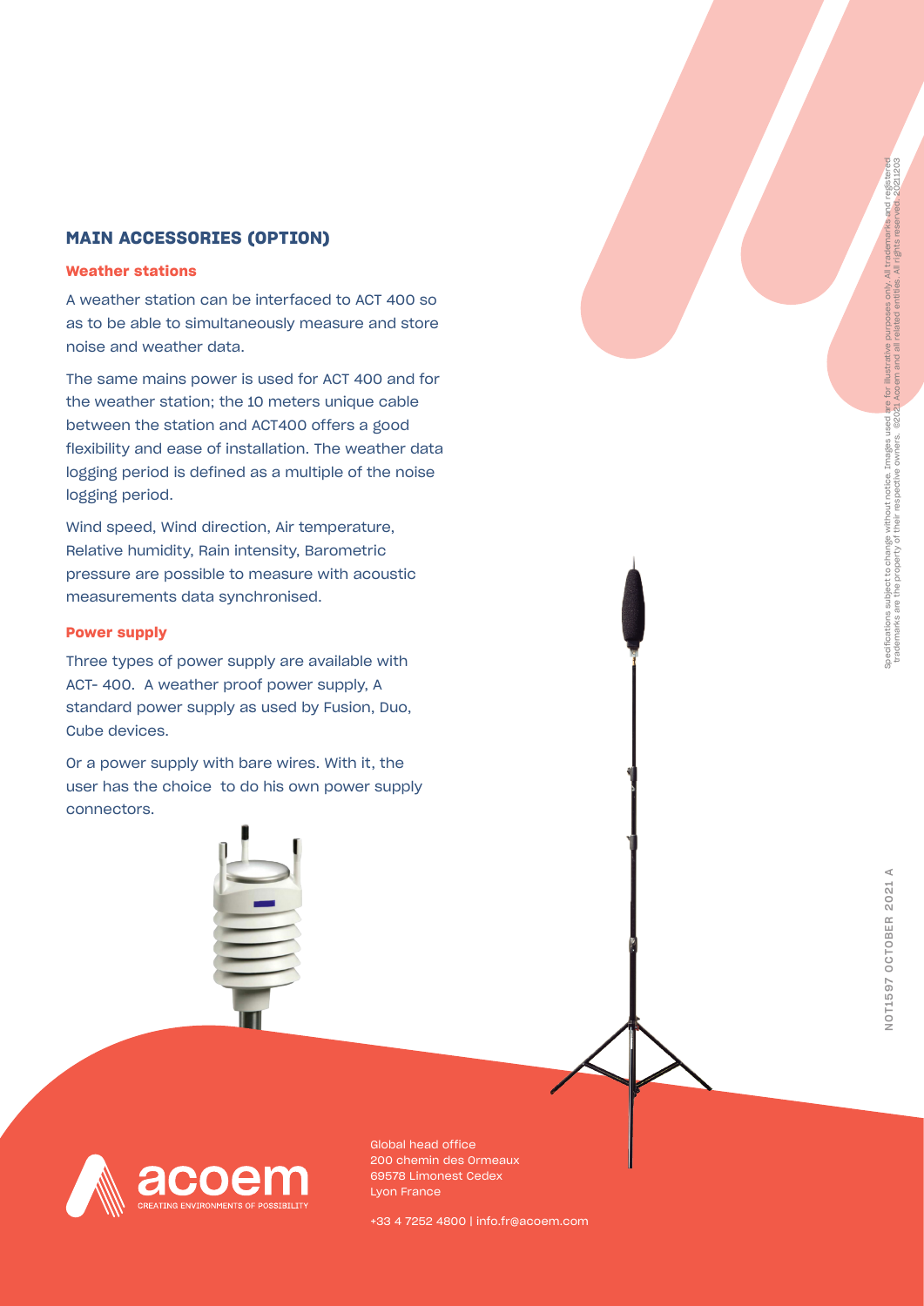## MAIN ACCESSORIES (OPTION)

### Weather stations

A weather station can be interfaced to ACT 400 so as to be able to simultaneously measure and store noise and weather data.

The same mains power is used for ACT 400 and for the weather station; the 10 meters unique cable between the station and ACT400 offers a good flexibility and ease of installation. The weather data logging period is defined as a multiple of the noise logging period.

Wind speed, Wind direction, Air temperature, Relative humidity, Rain intensity, Barometric pressure are possible to measure with acoustic measurements data synchronised.

### Power supply

Three types of power supply are available with ACT- 400. A weather proof power supply, A standard power supply as used by Fusion, Duo, Cube devices.

Or a power supply with bare wires. With it, the user has the choice to do his own power supply connectors.

Specifications subject to change without notice. Images used are for illustrative purposes only. All trademarks and registered trademarks are the property of their respective owners. ©2021 Acoem and all related entities. All rights reserved. 20211203

NOT1597 OCTOBER 2021 A

acoem
CREATING ENVIRONMENTS OF POSSIBILITY

Global head office
200 chemin des Ormeaux
69578 Limonest Cedex
Lyon France

+33 4 7252 4800 | info.fr@acoem.com